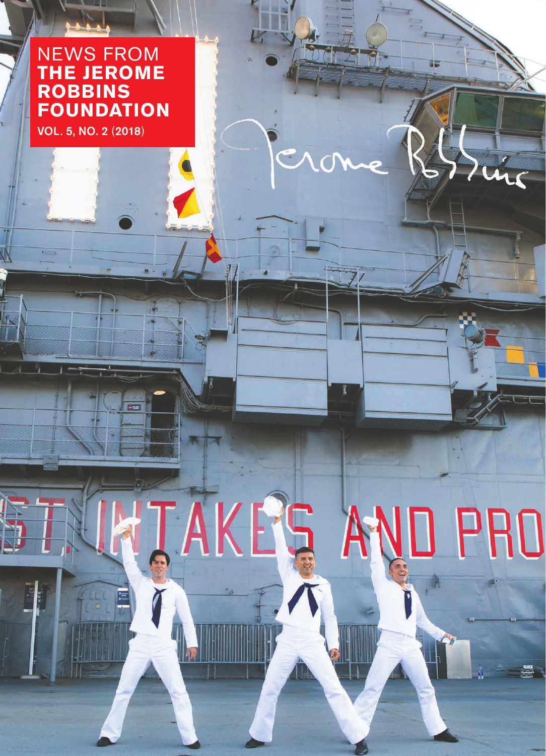# NEWS FROM **THE JEROME ROBBINS FOUNDATION**

**VOL. 5, NO. 2 (2018)**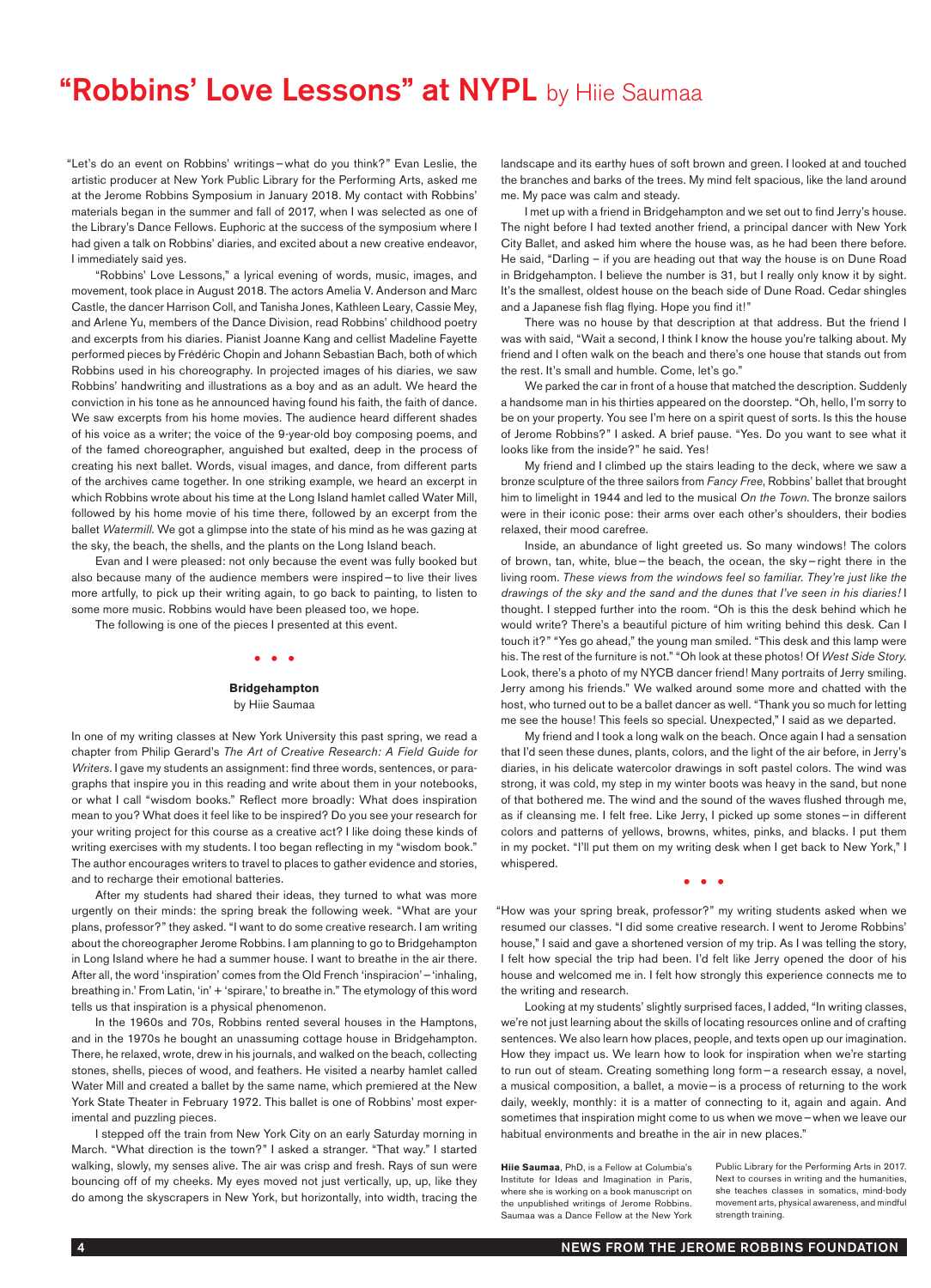# "Robbins' Love Lessons" at NYPL by Hiie Saumaa

"Let's do an event on Robbins' writings – what do you think?" Evan Leslie, the artistic producer at New York Public Library for the Performing Arts, asked me at the Jerome Robbins Symposium in January 2018. My contact with Robbins' materials began in the summer and fall of 2017, when I was selected as one of the Library's Dance Fellows. Euphoric at the success of the symposium where I had given a talk on Robbins' diaries, and excited about a new creative endeavor, I immediately said yes.

"Robbins' Love Lessons," a lyrical evening of words, music, images, and movement, took place in August 2018. The actors Amelia V. Anderson and Marc Castle, the dancer Harrison Coll, and Tanisha Jones, Kathleen Leary, Cassie Mey, and Arlene Yu, members of the Dance Division, read Robbins' childhood poetry and excerpts from his diaries. Pianist Joanne Kang and cellist Madeline Fayette performed pieces by Frédéric Chopin and Johann Sebastian Bach, both of which Robbins used in his choreography. In projected images of his diaries, we saw Robbins' handwriting and illustrations as a boy and as an adult. We heard the conviction in his tone as he announced having found his faith, the faith of dance. We saw excerpts from his home movies. The audience heard different shades of his voice as a writer; the voice of the 9-year-old boy composing poems, and of the famed choreographer, anguished but exalted, deep in the process of creating his next ballet. Words, visual images, and dance, from different parts of the archives came together. In one striking example, we heard an excerpt in which Robbins wrote about his time at the Long Island hamlet called Water Mill, followed by his home movie of his time there, followed by an excerpt from the ballet *Watermill*. We got a glimpse into the state of his mind as he was gazing at the sky, the beach, the shells, and the plants on the Long Island beach.

Evan and I were pleased: not only because the event was fully booked but also because many of the audience members were inspired – to live their lives more artfully, to pick up their writing again, to go back to painting, to listen to some more music. Robbins would have been pleased too, we hope.

The following is one of the pieces I presented at this event.

• • •

**Bridgehampton**

by Hiie Saumaa

In one of my writing classes at New York University this past spring, we read a chapter from Philip Gerard's *The Art of Creative Research: A Field Guide for Writers*. I gave my students an assignment: find three words, sentences, or paragraphs that inspire you in this reading and write about them in your notebooks, or what I call "wisdom books." Reflect more broadly: What does inspiration mean to you? What does it feel like to be inspired? Do you see your research for your writing project for this course as a creative act? I like doing these kinds of writing exercises with my students. I too began reflecting in my "wisdom book." The author encourages writers to travel to places to gather evidence and stories, and to recharge their emotional batteries.

After my students had shared their ideas, they turned to what was more urgently on their minds: the spring break the following week. "What are your plans, professor?" they asked. "I want to do some creative research. I am writing about the choreographer Jerome Robbins. I am planning to go to Bridgehampton in Long Island where he had a summer house. I want to breathe in the air there. After all, the word 'inspiration' comes from the Old French 'inspiracion' – 'inhaling, breathing in.' From Latin, 'in' + 'spirare,' to breathe in." The etymology of this word tells us that inspiration is a physical phenomenon.

In the 1960s and 70s, Robbins rented several houses in the Hamptons, and in the 1970s he bought an unassuming cottage house in Bridgehampton. There, he relaxed, wrote, drew in his journals, and walked on the beach, collecting stones, shells, pieces of wood, and feathers. He visited a nearby hamlet called Water Mill and created a ballet by the same name, which premiered at the New York State Theater in February 1972. This ballet is one of Robbins' most experimental and puzzling pieces.

I stepped off the train from New York City on an early Saturday morning in March. "What direction is the town?" I asked a stranger. "That way." I started walking, slowly, my senses alive. The air was crisp and fresh. Rays of sun were bouncing off of my cheeks. My eyes moved not just vertically, up, up, like they do among the skyscrapers in New York, but horizontally, into width, tracing the landscape and its earthy hues of soft brown and green. I looked at and touched the branches and barks of the trees. My mind felt spacious, like the land around me. My pace was calm and steady.

I met up with a friend in Bridgehampton and we set out to find Jerry's house. The night before I had texted another friend, a principal dancer with New York City Ballet, and asked him where the house was, as he had been there before. He said, "Darling – if you are heading out that way the house is on Dune Road in Bridgehampton. I believe the number is 31, but I really only know it by sight. It's the smallest, oldest house on the beach side of Dune Road. Cedar shingles and a Japanese fish flag flying. Hope you find it!"

There was no house by that description at that address. But the friend I was with said, "Wait a second, I think I know the house you're talking about. My friend and I often walk on the beach and there's one house that stands out from the rest. It's small and humble. Come, let's go."

We parked the car in front of a house that matched the description. Suddenly a handsome man in his thirties appeared on the doorstep. "Oh, hello, I'm sorry to be on your property. You see I'm here on a spirit quest of sorts. Is this the house of Jerome Robbins?" I asked. A brief pause. "Yes. Do you want to see what it looks like from the inside?" he said. Yes!

My friend and I climbed up the stairs leading to the deck, where we saw a bronze sculpture of the three sailors from *Fancy Free*, Robbins' ballet that brought him to limelight in 1944 and led to the musical *On the Town*. The bronze sailors were in their iconic pose: their arms over each other's shoulders, their bodies relaxed, their mood carefree.

Inside, an abundance of light greeted us. So many windows! The colors of brown, tan, white, blue – the beach, the ocean, the sky – right there in the living room. *These views from the windows feel so familiar. They're just like the drawings of the sky and the sand and the dunes that I've seen in his diaries!* I thought. I stepped further into the room. "Oh is this the desk behind which he would write? There's a beautiful picture of him writing behind this desk. Can I touch it?" "Yes go ahead," the young man smiled. "This desk and this lamp were his. The rest of the furniture is not." "Oh look at these photos! Of *West Side Story*. Look, there's a photo of my NYCB dancer friend! Many portraits of Jerry smiling. Jerry among his friends." We walked around some more and chatted with the host, who turned out to be a ballet dancer as well. "Thank you so much for letting me see the house! This feels so special. Unexpected," I said as we departed.

My friend and I took a long walk on the beach. Once again I had a sensation that I'd seen these dunes, plants, colors, and the light of the air before, in Jerry's diaries, in his delicate watercolor drawings in soft pastel colors. The wind was strong, it was cold, my step in my winter boots was heavy in the sand, but none of that bothered me. The wind and the sound of the waves flushed through me, as if cleansing me. I felt free. Like Jerry, I picked up some stones – in different colors and patterns of yellows, browns, whites, pinks, and blacks. I put them in my pocket. "I'll put them on my writing desk when I get back to New York," I whispered.

• • •

"How was your spring break, professor?" my writing students asked when we resumed our classes. "I did some creative research. I went to Jerome Robbins' house," I said and gave a shortened version of my trip. As I was telling the story, I felt how special the trip had been. I'd felt like Jerry opened the door of his house and welcomed me in. I felt how strongly this experience connects me to the writing and research.

Looking at my students' slightly surprised faces, I added, "In writing classes, we're not just learning about the skills of locating resources online and of crafting sentences. We also learn how places, people, and texts open up our imagination. How they impact us. We learn how to look for inspiration when we're starting to run out of steam. Creating something long form – a research essay, a novel, a musical composition, a ballet, a movie – is a process of returning to the work daily, weekly, monthly: it is a matter of connecting to it, again and again. And sometimes that inspiration might come to us when we move – when we leave our habitual environments and breathe in the air in new places."

**Hiie Saumaa**, PhD, is a Fellow at Columbia's Institute for Ideas and Imagination in Paris, where she is working on a book manuscript on the unpublished writings of Jerome Robbins. Saumaa was a Dance Fellow at the New York Public Library for the Performing Arts in 2017. Next to courses in writing and the humanities, she teaches classes in somatics, mind-body movement arts, physical awareness, and mindful strength training.